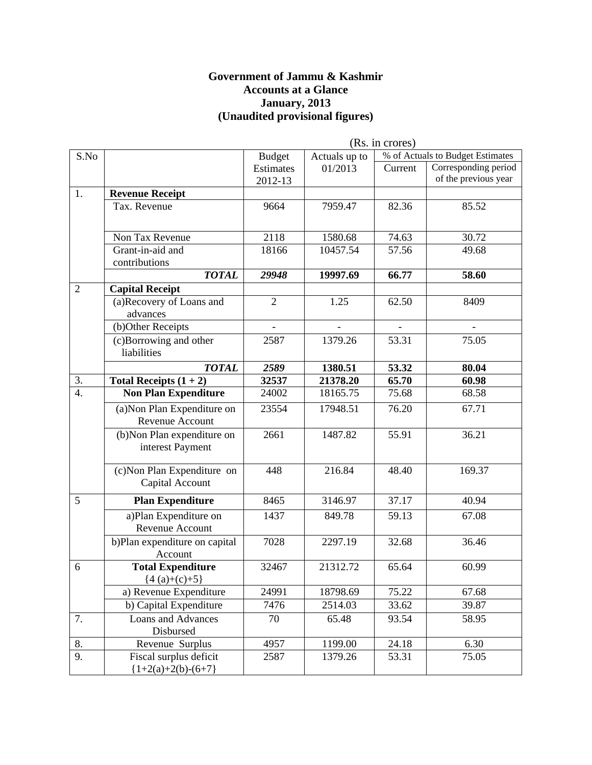**Government of Jammu & Kashmir**
**Accounts at a Glance**
**January, 2013**
**(Unaudited provisional figures)**

(Rs. in crores)

| S.No | | Budget Estimates 2012-13 | Actuals up to 01/2013 | % of Actuals to Budget Estimates | |
|---|---|---|---|---|---|
| | | | | Current | Corresponding period of the previous year |
| 1. | **Revenue Receipt** | | | | |
| | Tax. Revenue | 9664 | 7959.47 | 82.36 | 85.52 |
| | Non Tax Revenue | 2118 | 1580.68 | 74.63 | 30.72 |
| | Grant-in-aid and contributions | 18166 | 10457.54 | 57.56 | 49.68 |
| | ***TOTAL*** | ***29948*** | **19997.69** | **66.77** | **58.60** |
| 2 | **Capital Receipt** | | | | |
| | (a)Recovery of Loans and advances | 2 | 1.25 | 62.50 | 8409 |
| | (b)Other Receipts | - | - | - | - |
| | (c)Borrowing and other liabilities | 2587 | 1379.26 | 53.31 | 75.05 |
| | ***TOTAL*** | ***2589*** | **1380.51** | **53.32** | **80.04** |
| 3. | **Total Receipts (1 + 2)** | **32537** | **21378.20** | **65.70** | **60.98** |
| 4. | **Non Plan Expenditure** | 24002 | 18165.75 | 75.68 | 68.58 |
| | (a)Non Plan Expenditure on Revenue Account | 23554 | 17948.51 | 76.20 | 67.71 |
| | (b)Non Plan expenditure on interest Payment | 2661 | 1487.82 | 55.91 | 36.21 |
| | (c)Non Plan Expenditure on Capital Account | 448 | 216.84 | 48.40 | 169.37 |
| 5 | **Plan Expenditure** | 8465 | 3146.97 | 37.17 | 40.94 |
| | a)Plan Expenditure on Revenue Account | 1437 | 849.78 | 59.13 | 67.08 |
| | b)Plan expenditure on capital Account | 7028 | 2297.19 | 32.68 | 36.46 |
| 6 | **Total Expenditure** {4 (a)+(c)+5} | 32467 | 21312.72 | 65.64 | 60.99 |
| | a) Revenue Expenditure | 24991 | 18798.69 | 75.22 | 67.68 |
| | b) Capital Expenditure | 7476 | 2514.03 | 33.62 | 39.87 |
| 7. | Loans and Advances Disbursed | 70 | 65.48 | 93.54 | 58.95 |
| 8. | Revenue Surplus | 4957 | 1199.00 | 24.18 | 6.30 |
| 9. | Fiscal surplus deficit {1+2(a)+2(b)-(6+7} | 2587 | 1379.26 | 53.31 | 75.05 |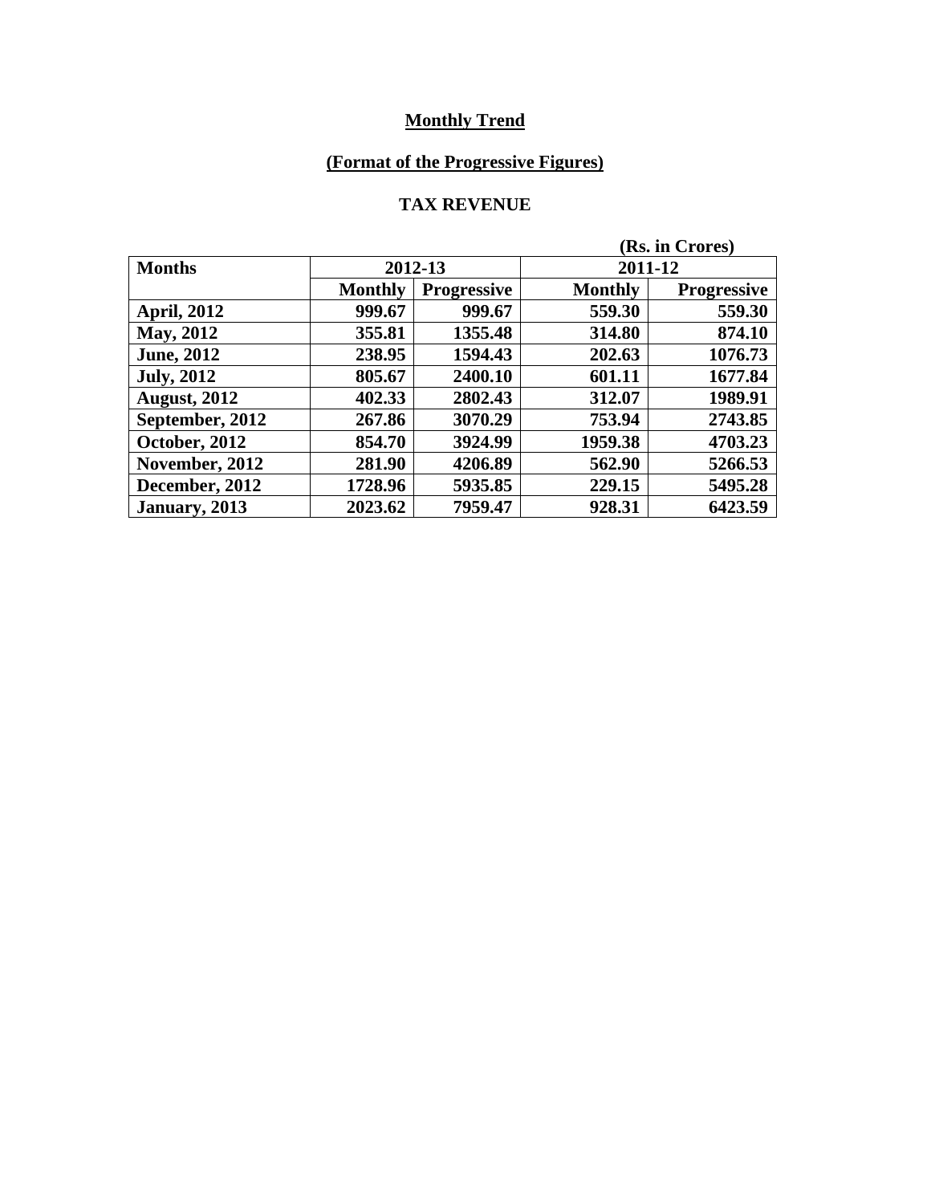## Monthly Trend

## (Format of the Progressive Figures)

### TAX REVENUE

(Rs. in Crores)

| Months | 2012-13 | | 2011-12 | |
|---|---|---|---|---|
| | Monthly | Progressive | Monthly | Progressive |
| April, 2012 | 999.67 | 999.67 | 559.30 | 559.30 |
| May, 2012 | 355.81 | 1355.48 | 314.80 | 874.10 |
| June, 2012 | 238.95 | 1594.43 | 202.63 | 1076.73 |
| July, 2012 | 805.67 | 2400.10 | 601.11 | 1677.84 |
| August, 2012 | 402.33 | 2802.43 | 312.07 | 1989.91 |
| September, 2012 | 267.86 | 3070.29 | 753.94 | 2743.85 |
| October, 2012 | 854.70 | 3924.99 | 1959.38 | 4703.23 |
| November, 2012 | 281.90 | 4206.89 | 562.90 | 5266.53 |
| December, 2012 | 1728.96 | 5935.85 | 229.15 | 5495.28 |
| January, 2013 | 2023.62 | 7959.47 | 928.31 | 6423.59 |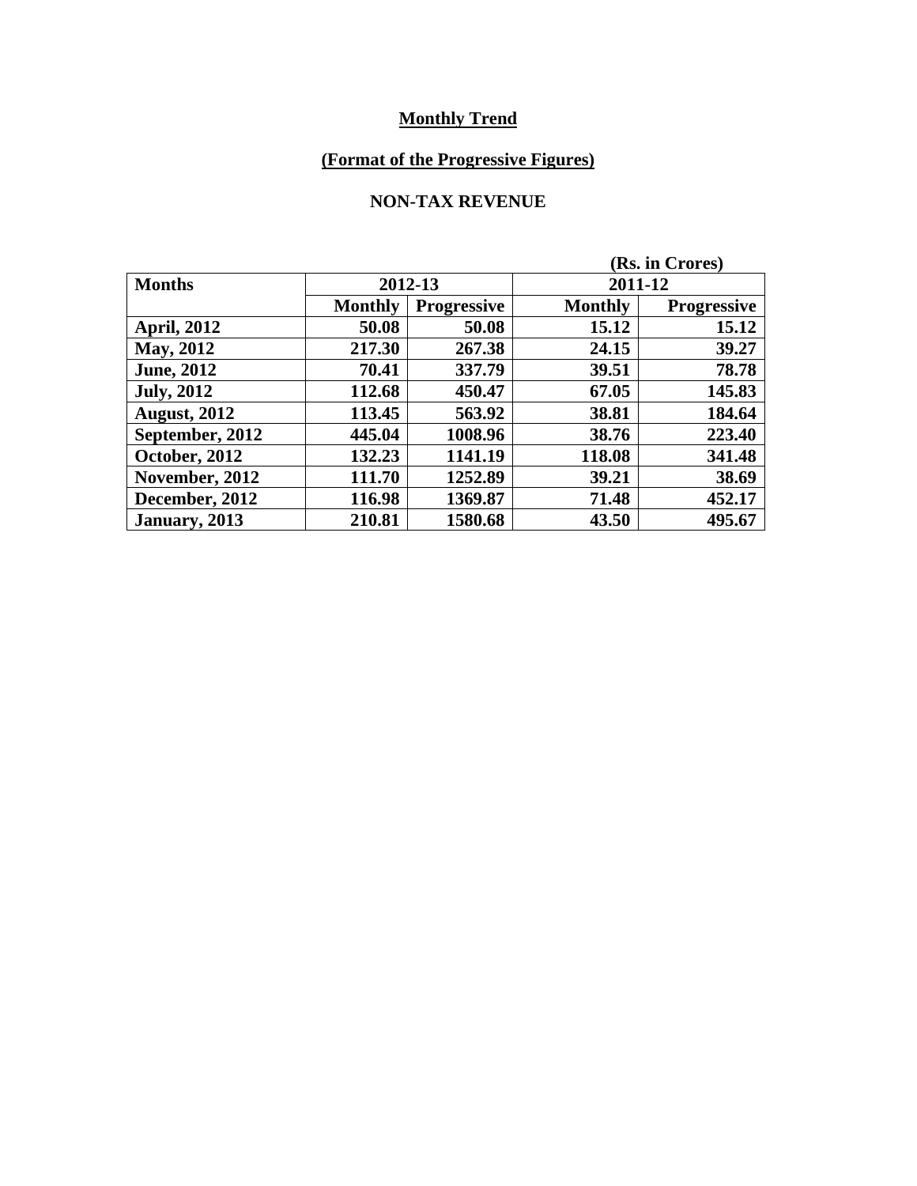**Monthly Trend**

**(Format of the Progressive Figures)**

**NON-TAX REVENUE**

(Rs. in Crores)

| Months | 2012-13 | | 2011-12 | |
|---|---|---|---|---|
| | Monthly | Progressive | Monthly | Progressive |
| April, 2012 | 50.08 | 50.08 | 15.12 | 15.12 |
| May, 2012 | 217.30 | 267.38 | 24.15 | 39.27 |
| June, 2012 | 70.41 | 337.79 | 39.51 | 78.78 |
| July, 2012 | 112.68 | 450.47 | 67.05 | 145.83 |
| August, 2012 | 113.45 | 563.92 | 38.81 | 184.64 |
| September, 2012 | 445.04 | 1008.96 | 38.76 | 223.40 |
| October, 2012 | 132.23 | 1141.19 | 118.08 | 341.48 |
| November, 2012 | 111.70 | 1252.89 | 39.21 | 38.69 |
| December, 2012 | 116.98 | 1369.87 | 71.48 | 452.17 |
| January, 2013 | 210.81 | 1580.68 | 43.50 | 495.67 |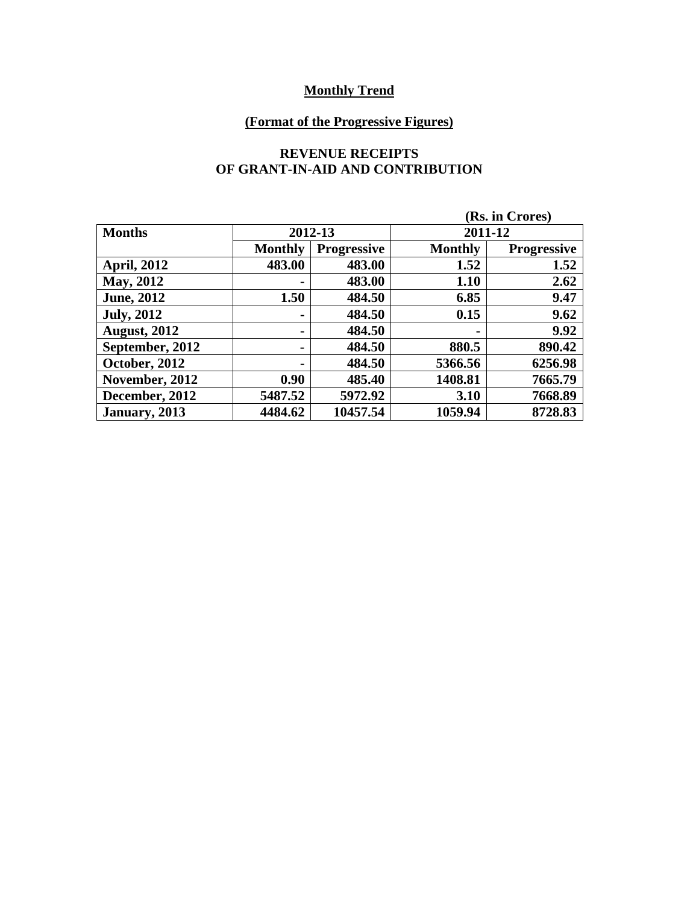## Monthly Trend

### (Format of the Progressive Figures)

### REVENUE RECEIPTS
### OF GRANT-IN-AID AND CONTRIBUTION

(Rs. in Crores)

| Months | 2012-13 | | 2011-12 | |
|---|---|---|---|---|
| | Monthly | Progressive | Monthly | Progressive |
| April, 2012 | 483.00 | 483.00 | 1.52 | 1.52 |
| May, 2012 | - | 483.00 | 1.10 | 2.62 |
| June, 2012 | 1.50 | 484.50 | 6.85 | 9.47 |
| July, 2012 | - | 484.50 | 0.15 | 9.62 |
| August, 2012 | - | 484.50 | - | 9.92 |
| September, 2012 | - | 484.50 | 880.5 | 890.42 |
| October, 2012 | - | 484.50 | 5366.56 | 6256.98 |
| November, 2012 | 0.90 | 485.40 | 1408.81 | 7665.79 |
| December, 2012 | 5487.52 | 5972.92 | 3.10 | 7668.89 |
| January, 2013 | 4484.62 | 10457.54 | 1059.94 | 8728.83 |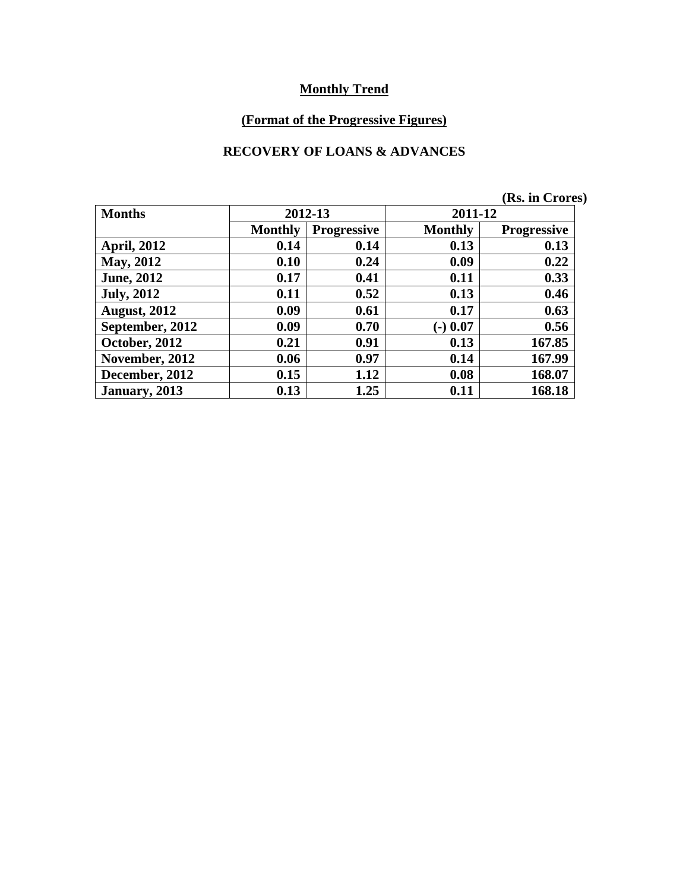**Monthly Trend**

**(Format of the Progressive Figures)**

**RECOVERY OF LOANS & ADVANCES**

**(Rs. in Crores)**

| Months | 2012-13 | | 2011-12 | |
|---|---|---|---|---|
| | Monthly | Progressive | Monthly | Progressive |
| April, 2012 | 0.14 | 0.14 | 0.13 | 0.13 |
| May, 2012 | 0.10 | 0.24 | 0.09 | 0.22 |
| June, 2012 | 0.17 | 0.41 | 0.11 | 0.33 |
| July, 2012 | 0.11 | 0.52 | 0.13 | 0.46 |
| August, 2012 | 0.09 | 0.61 | 0.17 | 0.63 |
| September, 2012 | 0.09 | 0.70 | (-) 0.07 | 0.56 |
| October, 2012 | 0.21 | 0.91 | 0.13 | 167.85 |
| November, 2012 | 0.06 | 0.97 | 0.14 | 167.99 |
| December, 2012 | 0.15 | 1.12 | 0.08 | 168.07 |
| January, 2013 | 0.13 | 1.25 | 0.11 | 168.18 |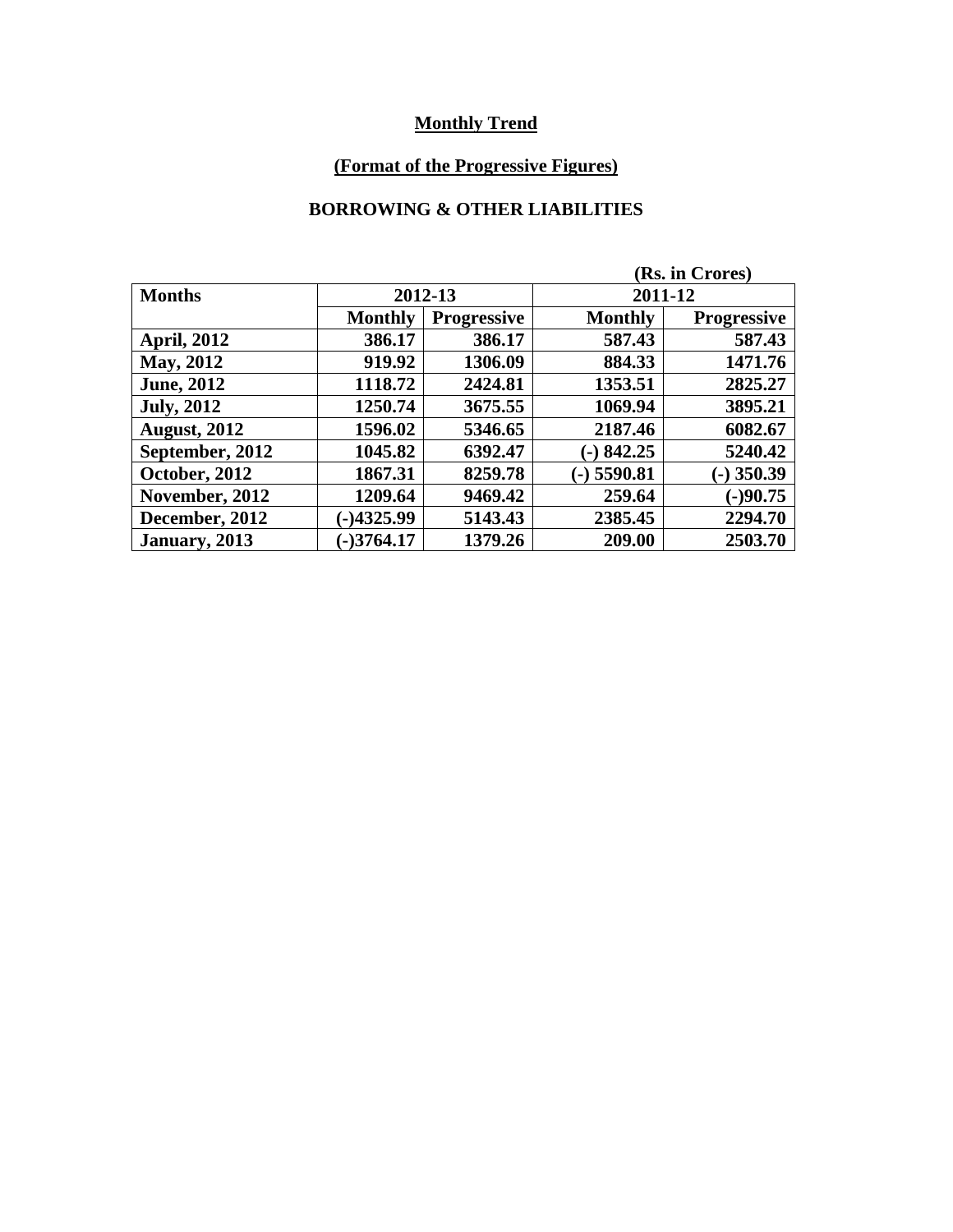**Monthly Trend**

**(Format of the Progressive Figures)**

**BORROWING & OTHER LIABILITIES**

(Rs. in Crores)

| Months | 2012-13 | | 2011-12 | |
|---|---|---|---|---|
| | Monthly | Progressive | Monthly | Progressive |
| April, 2012 | 386.17 | 386.17 | 587.43 | 587.43 |
| May, 2012 | 919.92 | 1306.09 | 884.33 | 1471.76 |
| June, 2012 | 1118.72 | 2424.81 | 1353.51 | 2825.27 |
| July, 2012 | 1250.74 | 3675.55 | 1069.94 | 3895.21 |
| August, 2012 | 1596.02 | 5346.65 | 2187.46 | 6082.67 |
| September, 2012 | 1045.82 | 6392.47 | (-) 842.25 | 5240.42 |
| October, 2012 | 1867.31 | 8259.78 | (-) 5590.81 | (-) 350.39 |
| November, 2012 | 1209.64 | 9469.42 | 259.64 | (-)90.75 |
| December, 2012 | (-)4325.99 | 5143.43 | 2385.45 | 2294.70 |
| January, 2013 | (-)3764.17 | 1379.26 | 209.00 | 2503.70 |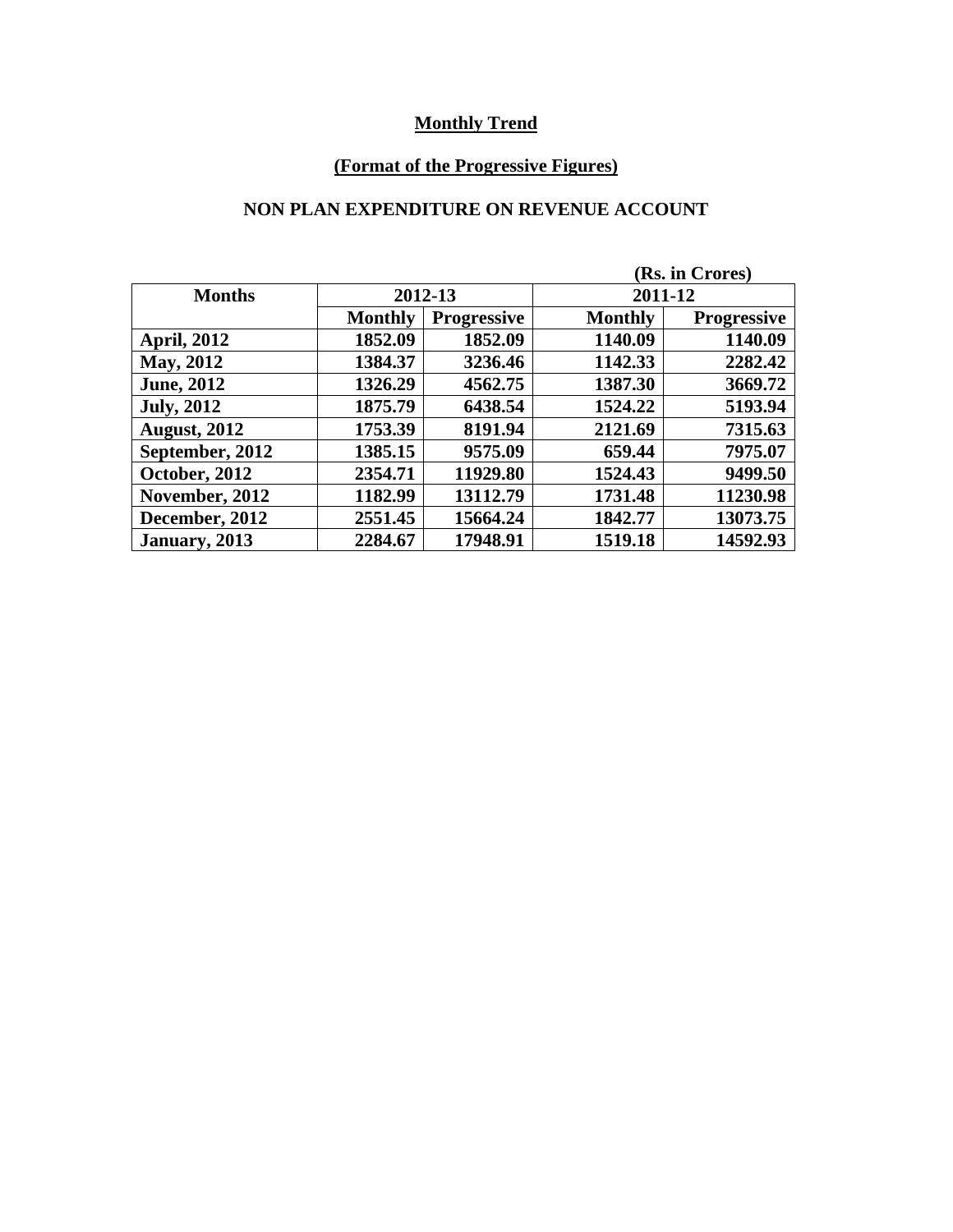## Monthly Trend

### (Format of the Progressive Figures)

### NON PLAN EXPENDITURE ON REVENUE ACCOUNT

(Rs. in Crores)

| Months | 2012-13 | | 2011-12 | |
|---|---|---|---|---|
| | Monthly | Progressive | Monthly | Progressive |
| April, 2012 | 1852.09 | 1852.09 | 1140.09 | 1140.09 |
| May, 2012 | 1384.37 | 3236.46 | 1142.33 | 2282.42 |
| June, 2012 | 1326.29 | 4562.75 | 1387.30 | 3669.72 |
| July, 2012 | 1875.79 | 6438.54 | 1524.22 | 5193.94 |
| August, 2012 | 1753.39 | 8191.94 | 2121.69 | 7315.63 |
| September, 2012 | 1385.15 | 9575.09 | 659.44 | 7975.07 |
| October, 2012 | 2354.71 | 11929.80 | 1524.43 | 9499.50 |
| November, 2012 | 1182.99 | 13112.79 | 1731.48 | 11230.98 |
| December, 2012 | 2551.45 | 15664.24 | 1842.77 | 13073.75 |
| January, 2013 | 2284.67 | 17948.91 | 1519.18 | 14592.93 |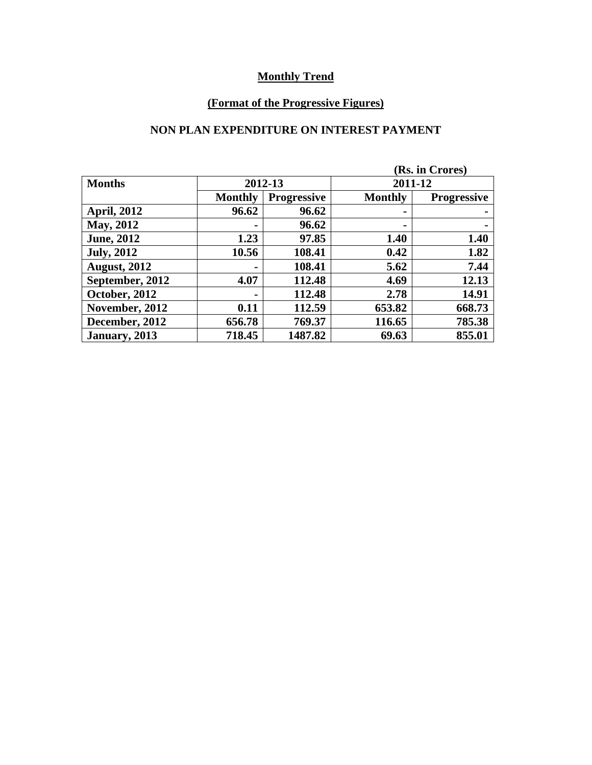**Monthly Trend**

**(Format of the Progressive Figures)**

**NON PLAN EXPENDITURE ON INTEREST PAYMENT**

(Rs. in Crores)

| Months | 2012-13 | | 2011-12 | |
|---|---|---|---|---|
| | Monthly | Progressive | Monthly | Progressive |
| April, 2012 | 96.62 | 96.62 | - | - |
| May, 2012 | - | 96.62 | - | - |
| June, 2012 | 1.23 | 97.85 | 1.40 | 1.40 |
| July, 2012 | 10.56 | 108.41 | 0.42 | 1.82 |
| August, 2012 | - | 108.41 | 5.62 | 7.44 |
| September, 2012 | 4.07 | 112.48 | 4.69 | 12.13 |
| October, 2012 | - | 112.48 | 2.78 | 14.91 |
| November, 2012 | 0.11 | 112.59 | 653.82 | 668.73 |
| December, 2012 | 656.78 | 769.37 | 116.65 | 785.38 |
| January, 2013 | 718.45 | 1487.82 | 69.63 | 855.01 |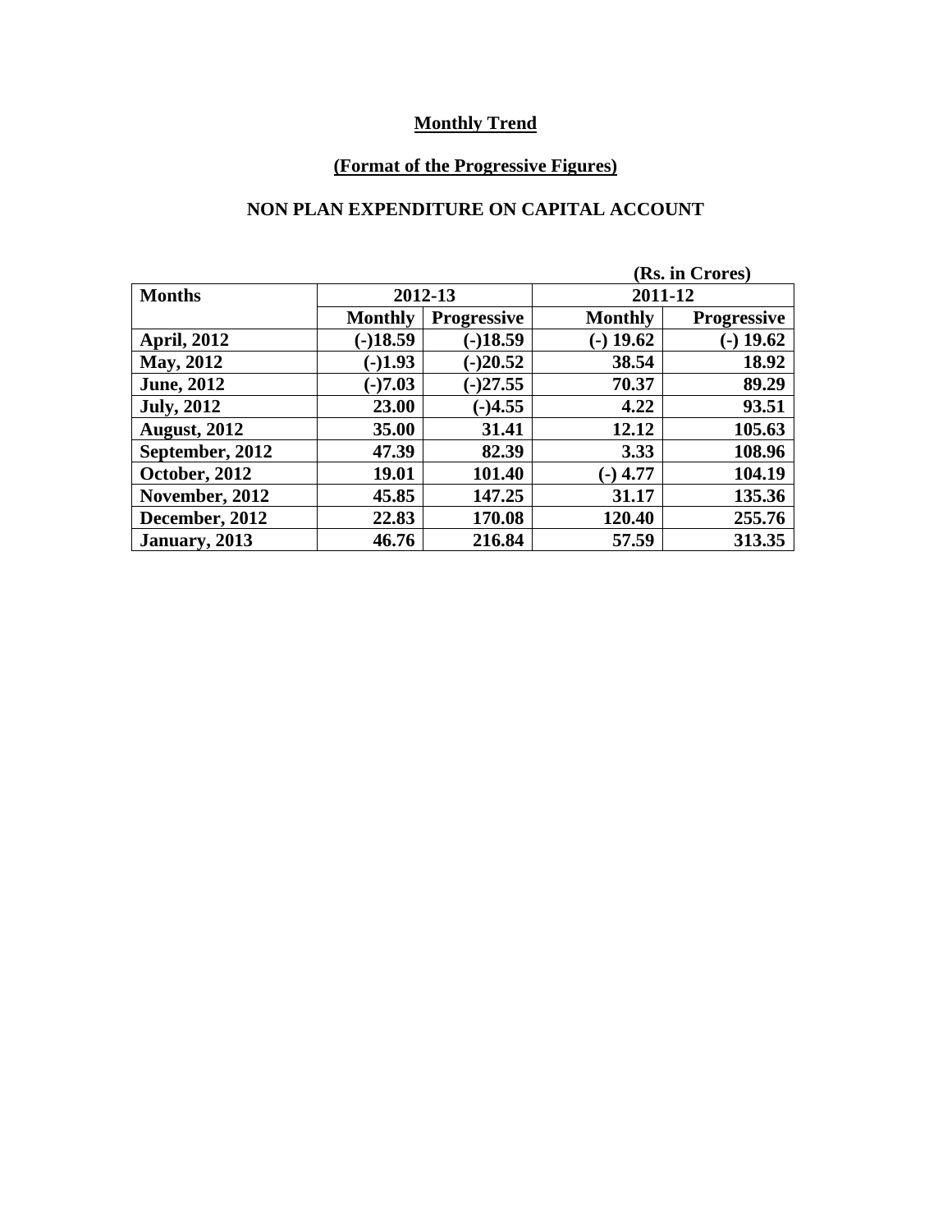**Monthly Trend**

**(Format of the Progressive Figures)**

**NON PLAN EXPENDITURE ON CAPITAL ACCOUNT**

**(Rs. in Crores)**

| Months | 2012-13 | | 2011-12 | |
|---|---|---|---|---|
| | Monthly | Progressive | Monthly | Progressive |
| April, 2012 | (-)18.59 | (-)18.59 | (-) 19.62 | (-) 19.62 |
| May, 2012 | (-)1.93 | (-)20.52 | 38.54 | 18.92 |
| June, 2012 | (-)7.03 | (-)27.55 | 70.37 | 89.29 |
| July, 2012 | 23.00 | (-)4.55 | 4.22 | 93.51 |
| August, 2012 | 35.00 | 31.41 | 12.12 | 105.63 |
| September, 2012 | 47.39 | 82.39 | 3.33 | 108.96 |
| October, 2012 | 19.01 | 101.40 | (-) 4.77 | 104.19 |
| November, 2012 | 45.85 | 147.25 | 31.17 | 135.36 |
| December, 2012 | 22.83 | 170.08 | 120.40 | 255.76 |
| January, 2013 | 46.76 | 216.84 | 57.59 | 313.35 |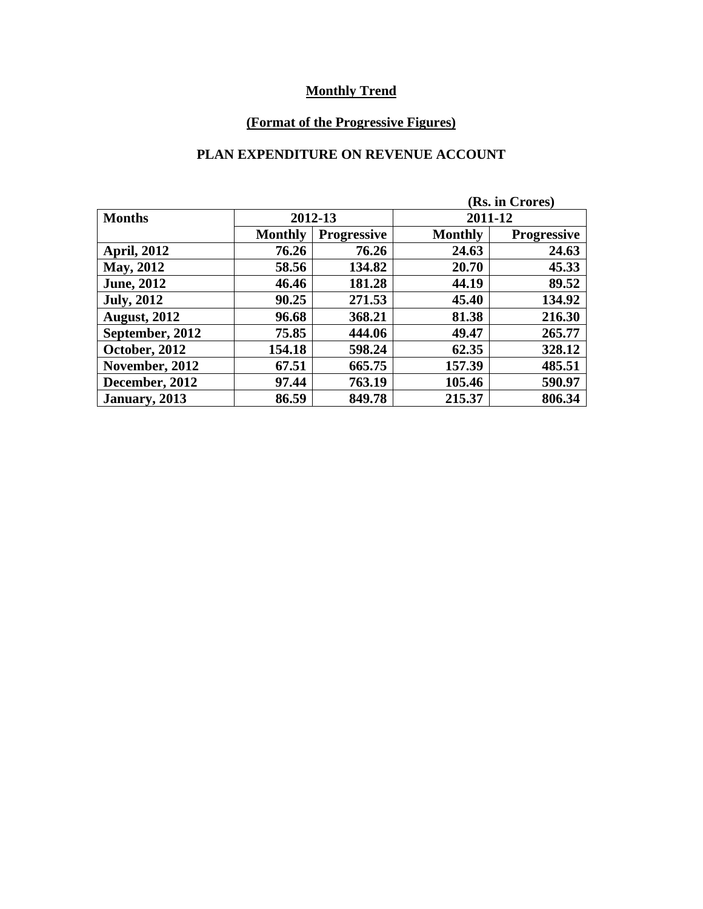**Monthly Trend**

**(Format of the Progressive Figures)**

**PLAN EXPENDITURE ON REVENUE ACCOUNT**

**(Rs. in Crores)**

| Months | 2012-13 | | 2011-12 | |
|---|---|---|---|---|
| | Monthly | Progressive | Monthly | Progressive |
| April, 2012 | 76.26 | 76.26 | 24.63 | 24.63 |
| May, 2012 | 58.56 | 134.82 | 20.70 | 45.33 |
| June, 2012 | 46.46 | 181.28 | 44.19 | 89.52 |
| July, 2012 | 90.25 | 271.53 | 45.40 | 134.92 |
| August, 2012 | 96.68 | 368.21 | 81.38 | 216.30 |
| September, 2012 | 75.85 | 444.06 | 49.47 | 265.77 |
| October, 2012 | 154.18 | 598.24 | 62.35 | 328.12 |
| November, 2012 | 67.51 | 665.75 | 157.39 | 485.51 |
| December, 2012 | 97.44 | 763.19 | 105.46 | 590.97 |
| January, 2013 | 86.59 | 849.78 | 215.37 | 806.34 |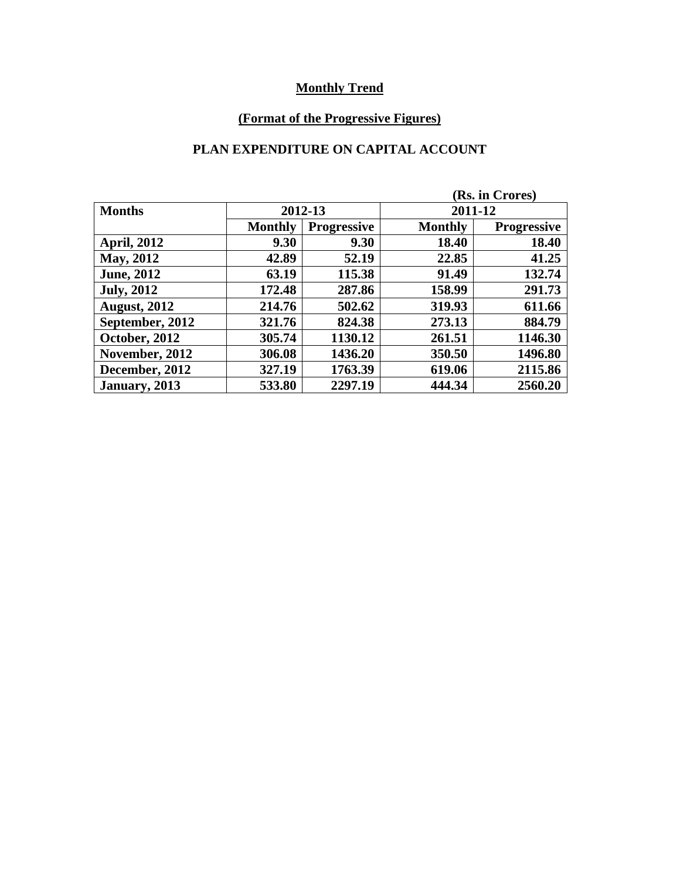**Monthly Trend**

**(Format of the Progressive Figures)**

**PLAN EXPENDITURE ON CAPITAL ACCOUNT**

**(Rs. in Crores)**

| Months | 2012-13 | | 2011-12 | |
|---|---|---|---|---|
| | Monthly | Progressive | Monthly | Progressive |
| April, 2012 | 9.30 | 9.30 | 18.40 | 18.40 |
| May, 2012 | 42.89 | 52.19 | 22.85 | 41.25 |
| June, 2012 | 63.19 | 115.38 | 91.49 | 132.74 |
| July, 2012 | 172.48 | 287.86 | 158.99 | 291.73 |
| August, 2012 | 214.76 | 502.62 | 319.93 | 611.66 |
| September, 2012 | 321.76 | 824.38 | 273.13 | 884.79 |
| October, 2012 | 305.74 | 1130.12 | 261.51 | 1146.30 |
| November, 2012 | 306.08 | 1436.20 | 350.50 | 1496.80 |
| December, 2012 | 327.19 | 1763.39 | 619.06 | 2115.86 |
| January, 2013 | 533.80 | 2297.19 | 444.34 | 2560.20 |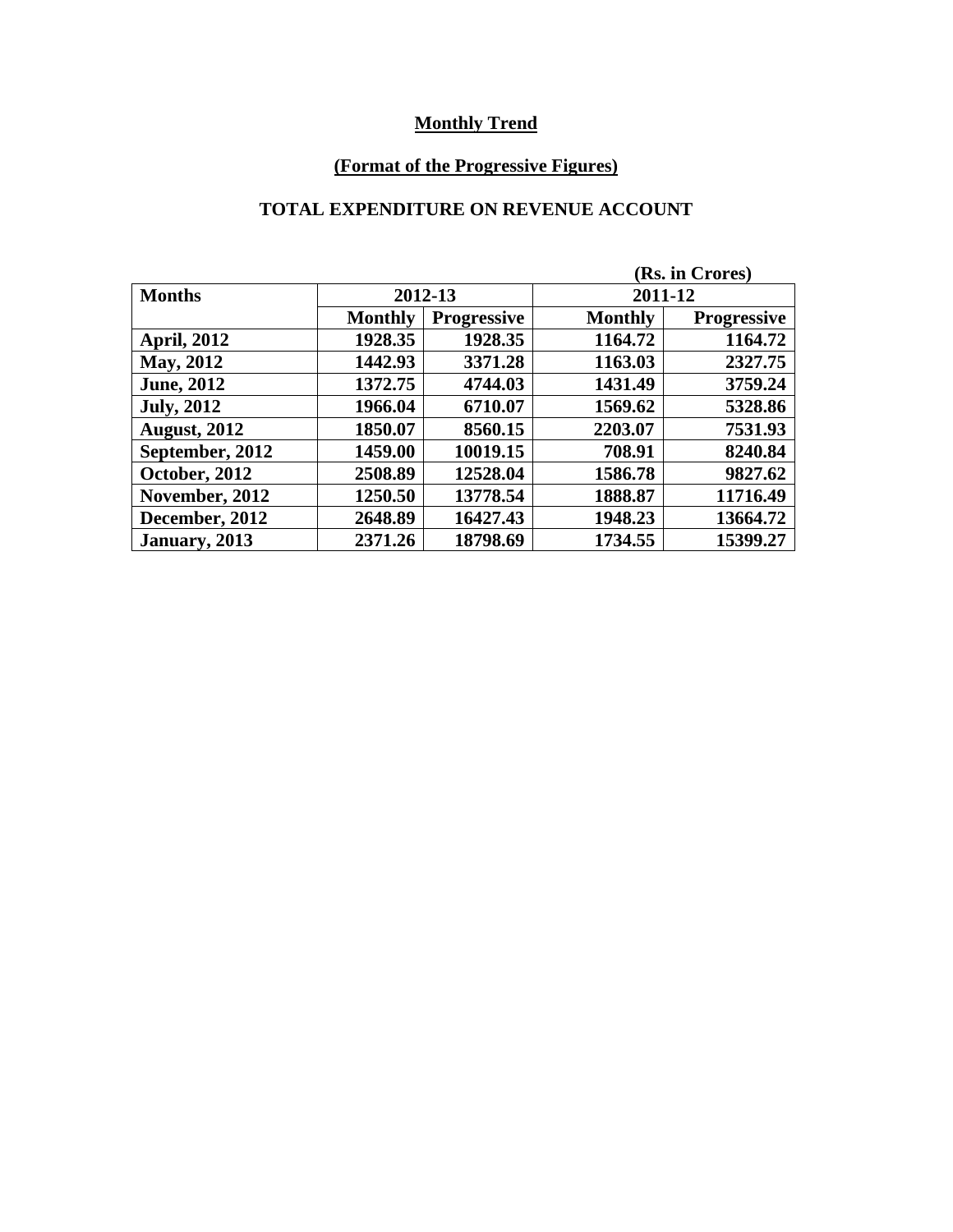**Monthly Trend**

**(Format of the Progressive Figures)**

**TOTAL EXPENDITURE ON REVENUE ACCOUNT**

**(Rs. in Crores)**

| Months | 2012-13 | | 2011-12 | |
|---|---|---|---|---|
| | Monthly | Progressive | Monthly | Progressive |
| April, 2012 | 1928.35 | 1928.35 | 1164.72 | 1164.72 |
| May, 2012 | 1442.93 | 3371.28 | 1163.03 | 2327.75 |
| June, 2012 | 1372.75 | 4744.03 | 1431.49 | 3759.24 |
| July, 2012 | 1966.04 | 6710.07 | 1569.62 | 5328.86 |
| August, 2012 | 1850.07 | 8560.15 | 2203.07 | 7531.93 |
| September, 2012 | 1459.00 | 10019.15 | 708.91 | 8240.84 |
| October, 2012 | 2508.89 | 12528.04 | 1586.78 | 9827.62 |
| November, 2012 | 1250.50 | 13778.54 | 1888.87 | 11716.49 |
| December, 2012 | 2648.89 | 16427.43 | 1948.23 | 13664.72 |
| January, 2013 | 2371.26 | 18798.69 | 1734.55 | 15399.27 |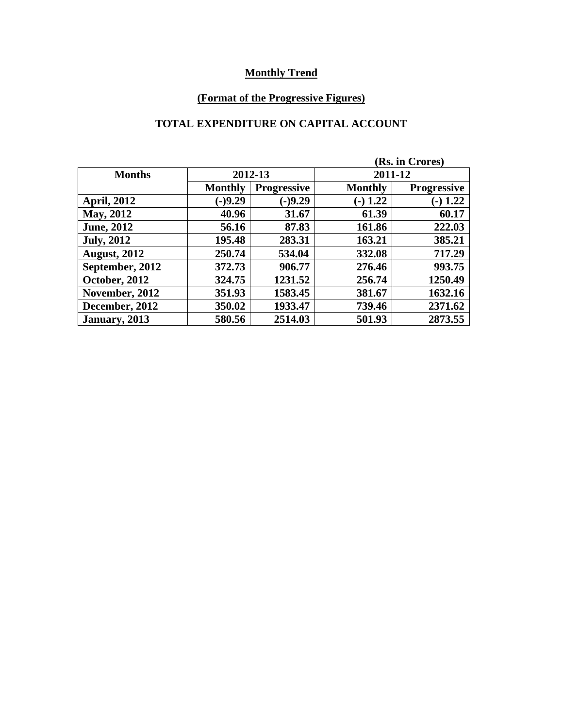## Monthly Trend

## (Format of the Progressive Figures)

### TOTAL EXPENDITURE ON CAPITAL ACCOUNT

(Rs. in Crores)

| Months | 2012-13 | | 2011-12 | |
|---|---|---|---|---|
| | Monthly | Progressive | Monthly | Progressive |
| April, 2012 | (-)9.29 | (-)9.29 | (-) 1.22 | (-) 1.22 |
| May, 2012 | 40.96 | 31.67 | 61.39 | 60.17 |
| June, 2012 | 56.16 | 87.83 | 161.86 | 222.03 |
| July, 2012 | 195.48 | 283.31 | 163.21 | 385.21 |
| August, 2012 | 250.74 | 534.04 | 332.08 | 717.29 |
| September, 2012 | 372.73 | 906.77 | 276.46 | 993.75 |
| October, 2012 | 324.75 | 1231.52 | 256.74 | 1250.49 |
| November, 2012 | 351.93 | 1583.45 | 381.67 | 1632.16 |
| December, 2012 | 350.02 | 1933.47 | 739.46 | 2371.62 |
| January, 2013 | 580.56 | 2514.03 | 501.93 | 2873.55 |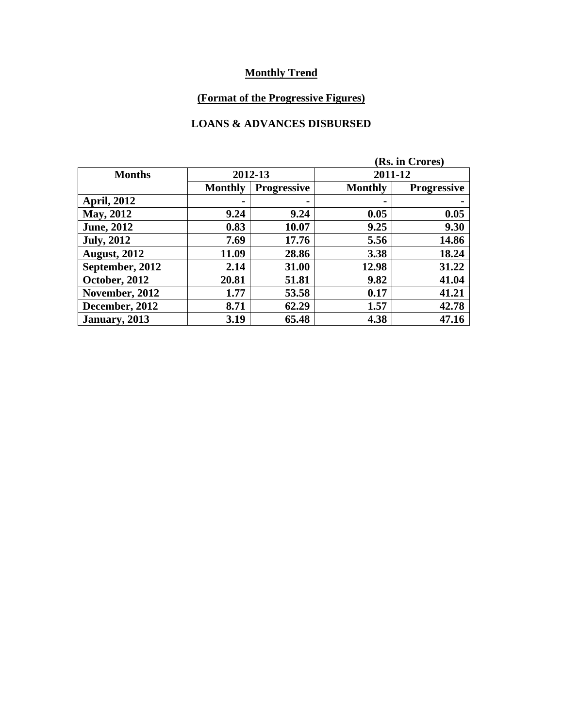**Monthly Trend**

**(Format of the Progressive Figures)**

**LOANS & ADVANCES DISBURSED**

(Rs. in Crores)

| Months | 2012-13 | | 2011-12 | |
|---|---|---|---|---|
| | Monthly | Progressive | Monthly | Progressive |
| April, 2012 | - | - | - | - |
| May, 2012 | 9.24 | 9.24 | 0.05 | 0.05 |
| June, 2012 | 0.83 | 10.07 | 9.25 | 9.30 |
| July, 2012 | 7.69 | 17.76 | 5.56 | 14.86 |
| August, 2012 | 11.09 | 28.86 | 3.38 | 18.24 |
| September, 2012 | 2.14 | 31.00 | 12.98 | 31.22 |
| October, 2012 | 20.81 | 51.81 | 9.82 | 41.04 |
| November, 2012 | 1.77 | 53.58 | 0.17 | 41.21 |
| December, 2012 | 8.71 | 62.29 | 1.57 | 42.78 |
| January, 2013 | 3.19 | 65.48 | 4.38 | 47.16 |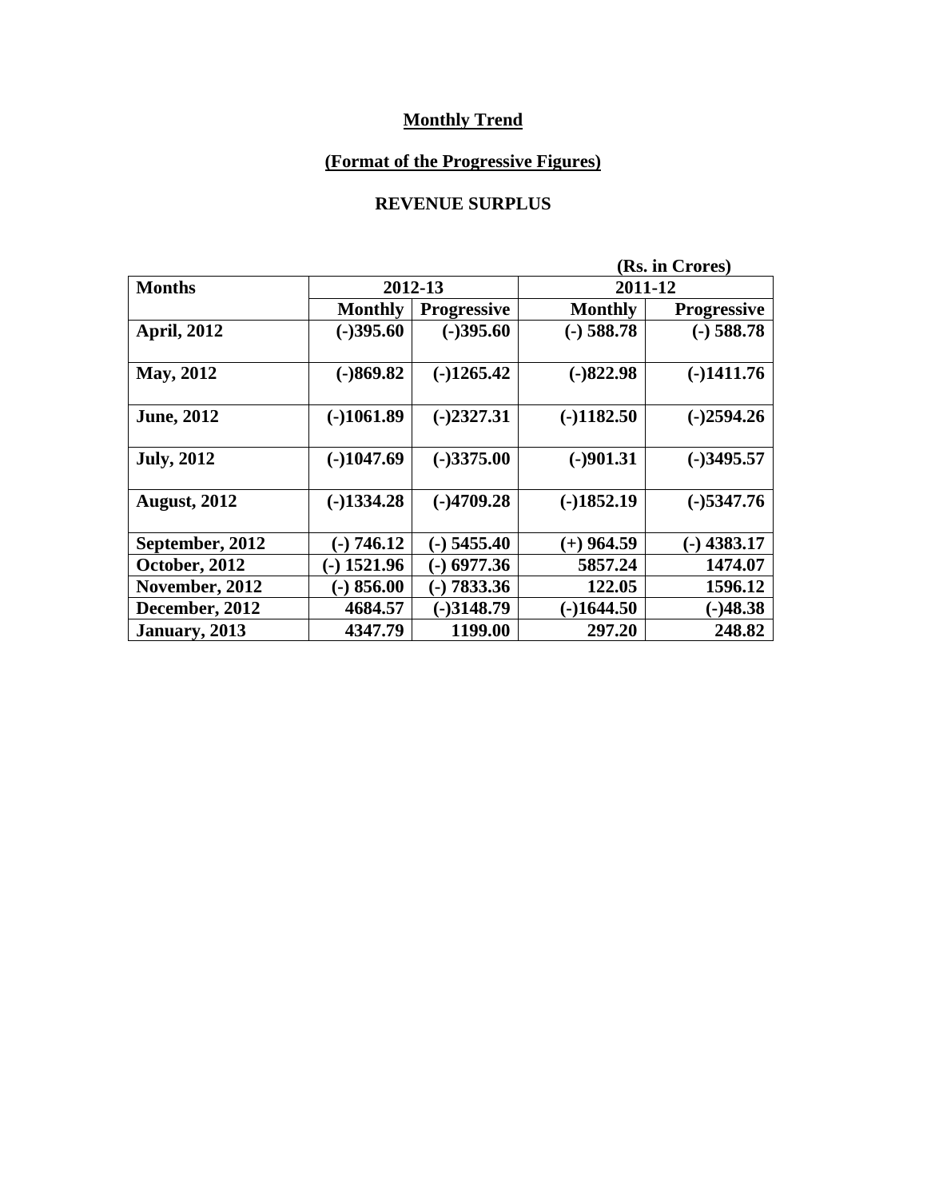**Monthly Trend**

**(Format of the Progressive Figures)**

**REVENUE SURPLUS**

(Rs. in Crores)

| Months | 2012-13 | | 2011-12 | |
|---|---|---|---|---|
| | Monthly | Progressive | Monthly | Progressive |
| April, 2012 | (-)395.60 | (-)395.60 | (-) 588.78 | (-) 588.78 |
| May, 2012 | (-)869.82 | (-)1265.42 | (-)822.98 | (-)1411.76 |
| June, 2012 | (-)1061.89 | (-)2327.31 | (-)1182.50 | (-)2594.26 |
| July, 2012 | (-)1047.69 | (-)3375.00 | (-)901.31 | (-)3495.57 |
| August, 2012 | (-)1334.28 | (-)4709.28 | (-)1852.19 | (-)5347.76 |
| September, 2012 | (-) 746.12 | (-) 5455.40 | (+) 964.59 | (-) 4383.17 |
| October, 2012 | (-) 1521.96 | (-) 6977.36 | 5857.24 | 1474.07 |
| November, 2012 | (-) 856.00 | (-) 7833.36 | 122.05 | 1596.12 |
| December, 2012 | 4684.57 | (-)3148.79 | (-)1644.50 | (-)48.38 |
| January, 2013 | 4347.79 | 1199.00 | 297.20 | 248.82 |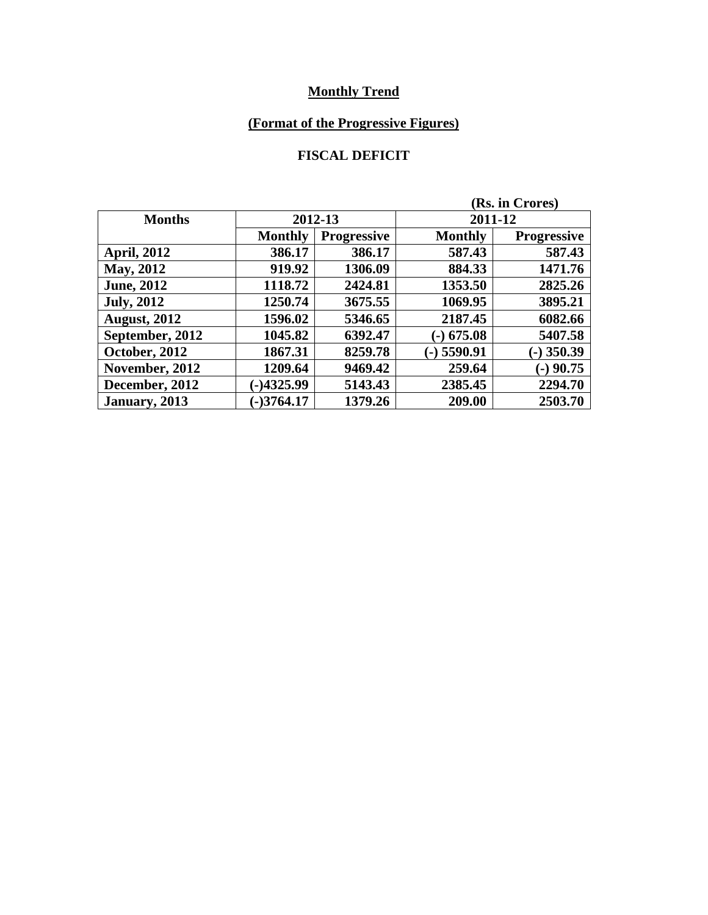**Monthly Trend**

**(Format of the Progressive Figures)**

**FISCAL DEFICIT**

(Rs. in Crores)

| Months | 2012-13 | | 2011-12 | |
|---|---|---|---|---|
| | Monthly | Progressive | Monthly | Progressive |
| April, 2012 | 386.17 | 386.17 | 587.43 | 587.43 |
| May, 2012 | 919.92 | 1306.09 | 884.33 | 1471.76 |
| June, 2012 | 1118.72 | 2424.81 | 1353.50 | 2825.26 |
| July, 2012 | 1250.74 | 3675.55 | 1069.95 | 3895.21 |
| August, 2012 | 1596.02 | 5346.65 | 2187.45 | 6082.66 |
| September, 2012 | 1045.82 | 6392.47 | (-) 675.08 | 5407.58 |
| October, 2012 | 1867.31 | 8259.78 | (-) 5590.91 | (-) 350.39 |
| November, 2012 | 1209.64 | 9469.42 | 259.64 | (-) 90.75 |
| December, 2012 | (-)4325.99 | 5143.43 | 2385.45 | 2294.70 |
| January, 2013 | (-)3764.17 | 1379.26 | 209.00 | 2503.70 |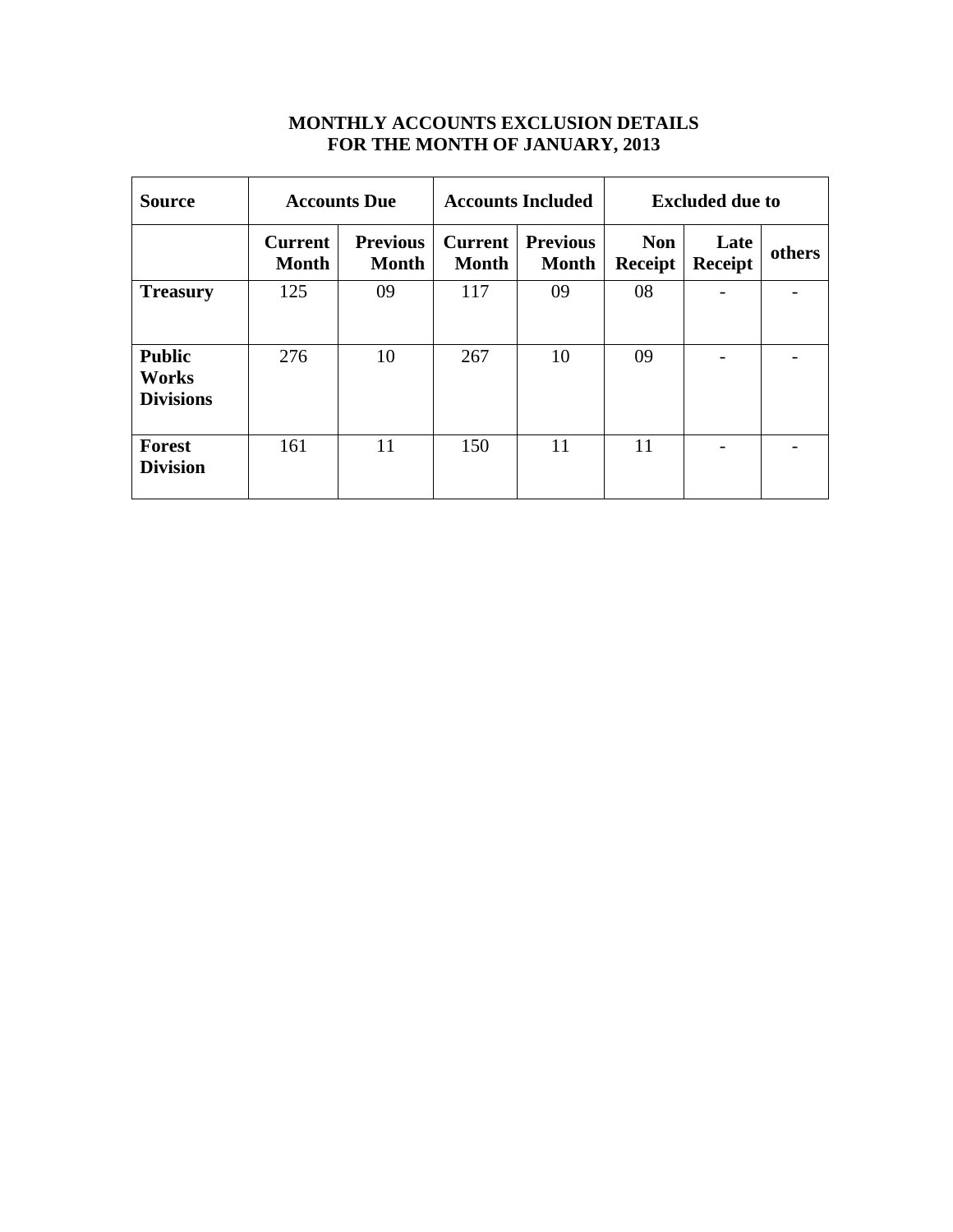**MONTHLY ACCOUNTS EXCLUSION DETAILS**
**FOR THE MONTH OF JANUARY, 2013**

| Source | Accounts Due | | Accounts Included | | Excluded due to | | |
|---|---|---|---|---|---|---|---|
| | Current Month | Previous Month | Current Month | Previous Month | Non Receipt | Late Receipt | others |
| **Treasury** | 125 | 09 | 117 | 09 | 08 | - | - |
| **Public Works Divisions** | 276 | 10 | 267 | 10 | 09 | - | - |
| **Forest Division** | 161 | 11 | 150 | 11 | 11 | - | - |